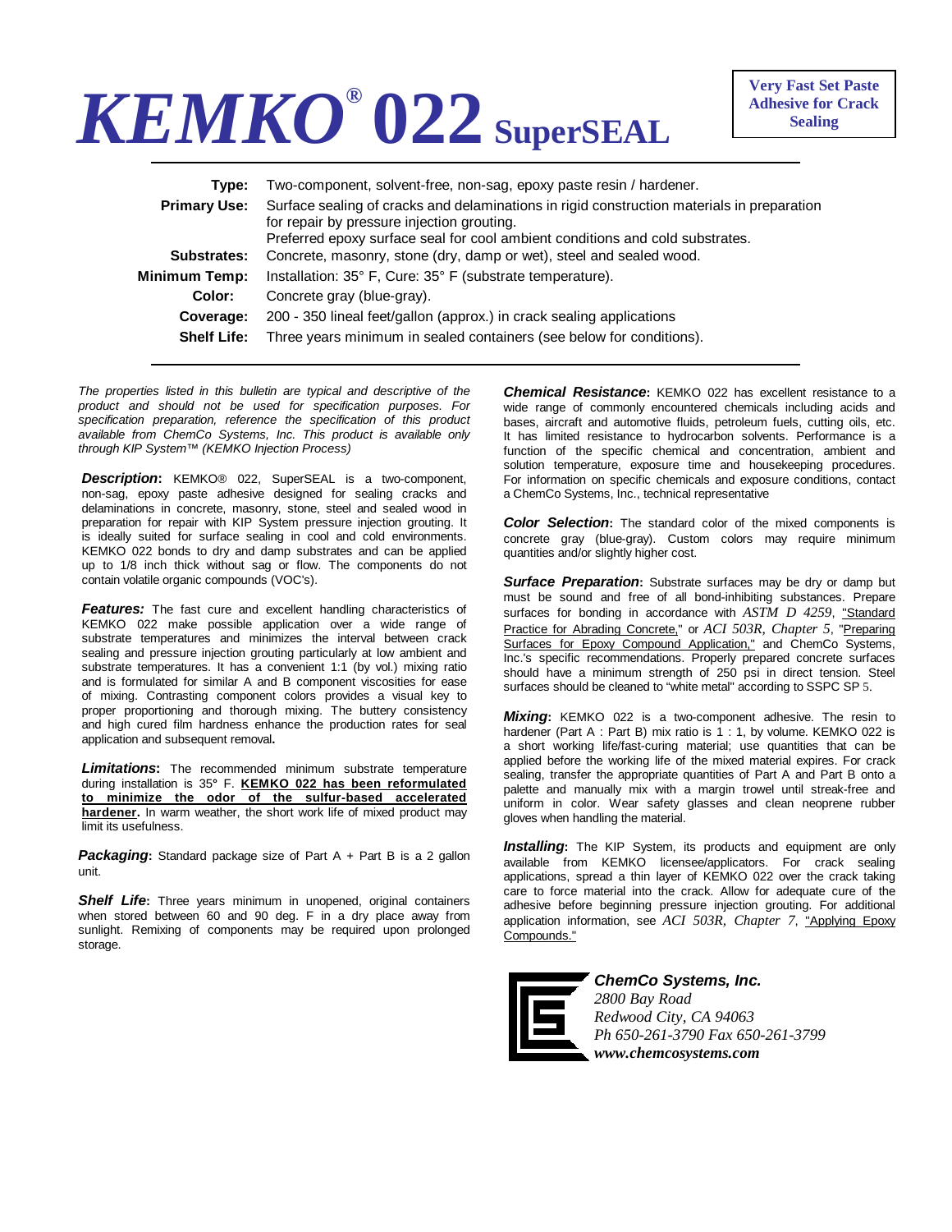# KEMKO® 022 SuperSEAL

**Very Fast Set Paste Adhesive for Crack Sealing**

| | |
|---|---|
| **Type:** | Two-component, solvent-free, non-sag, epoxy paste resin / hardener. |
| **Primary Use:** | Surface sealing of cracks and delaminations in rigid construction materials in preparation for repair by pressure injection grouting. Preferred epoxy surface seal for cool ambient conditions and cold substrates. |
| **Substrates:** | Concrete, masonry, stone (dry, damp or wet), steel and sealed wood. |
| **Minimum Temp:** | Installation: 35° F, Cure: 35° F (substrate temperature). |
| **Color:** | Concrete gray (blue-gray). |
| **Coverage:** | 200 - 350 lineal feet/gallon (approx.) in crack sealing applications |
| **Shelf Life:** | Three years minimum in sealed containers (see below for conditions). |

*The properties listed in this bulletin are typical and descriptive of the product and should not be used for specification purposes. For specification preparation, reference the specification of this product available from ChemCo Systems, Inc. This product is available only through KIP System™ (KEMKO Injection Process)*

***Description*:** KEMKO® 022, SuperSEAL is a two-component, non-sag, epoxy paste adhesive designed for sealing cracks and delaminations in concrete, masonry, stone, steel and sealed wood in preparation for repair with KIP System pressure injection grouting. It is ideally suited for surface sealing in cool and cold environments. KEMKO 022 bonds to dry and damp substrates and can be applied up to 1/8 inch thick without sag or flow. The components do not contain volatile organic compounds (VOC's).

***Features:*** The fast cure and excellent handling characteristics of KEMKO 022 make possible application over a wide range of substrate temperatures and minimizes the interval between crack sealing and pressure injection grouting particularly at low ambient and substrate temperatures. It has a convenient 1:1 (by vol.) mixing ratio and is formulated for similar A and B component viscosities for ease of mixing. Contrasting component colors provides a visual key to proper proportioning and thorough mixing. The buttery consistency and high cured film hardness enhance the production rates for seal application and subsequent removal**.**

***Limitations*:** The recommended minimum substrate temperature during installation is 35° F. **KEMKO 022 has been reformulated to minimize the odor of the sulfur-based accelerated hardener.** In warm weather, the short work life of mixed product may limit its usefulness.

***Packaging*:** Standard package size of Part A + Part B is a 2 gallon unit.

***Shelf Life*:** Three years minimum in unopened, original containers when stored between 60 and 90 deg. F in a dry place away from sunlight. Remixing of components may be required upon prolonged storage.

***Chemical Resistance*:** KEMKO 022 has excellent resistance to a wide range of commonly encountered chemicals including acids and bases, aircraft and automotive fluids, petroleum fuels, cutting oils, etc. It has limited resistance to hydrocarbon solvents. Performance is a function of the specific chemical and concentration, ambient and solution temperature, exposure time and housekeeping procedures. For information on specific chemicals and exposure conditions, contact a ChemCo Systems, Inc., technical representative

***Color Selection*:** The standard color of the mixed components is concrete gray (blue-gray). Custom colors may require minimum quantities and/or slightly higher cost.

***Surface Preparation*:** Substrate surfaces may be dry or damp but must be sound and free of all bond-inhibiting substances. Prepare surfaces for bonding in accordance with *ASTM D 4259*, "Standard Practice for Abrading Concrete," or *ACI 503R, Chapter 5*, "Preparing Surfaces for Epoxy Compound Application," and ChemCo Systems, Inc.'s specific recommendations. Properly prepared concrete surfaces should have a minimum strength of 250 psi in direct tension. Steel surfaces should be cleaned to "white metal" according to SSPC SP 5.

***Mixing*:** KEMKO 022 is a two-component adhesive. The resin to hardener (Part A : Part B) mix ratio is 1 : 1, by volume. KEMKO 022 is a short working life/fast-curing material; use quantities that can be applied before the working life of the mixed material expires. For crack sealing, transfer the appropriate quantities of Part A and Part B onto a palette and manually mix with a margin trowel until streak-free and uniform in color. Wear safety glasses and clean neoprene rubber gloves when handling the material.

***Installing*:** The KIP System, its products and equipment are only available from KEMKO licensee/applicators. For crack sealing applications, spread a thin layer of KEMKO 022 over the crack taking care to force material into the crack. Allow for adequate cure of the adhesive before beginning pressure injection grouting. For additional application information, see *ACI 503R, Chapter 7*, "Applying Epoxy Compounds."

***ChemCo Systems, Inc.***
*2800 Bay Road*
*Redwood City, CA 94063*
*Ph 650-261-3790 Fax 650-261-3799*
***www.chemcosystems.com***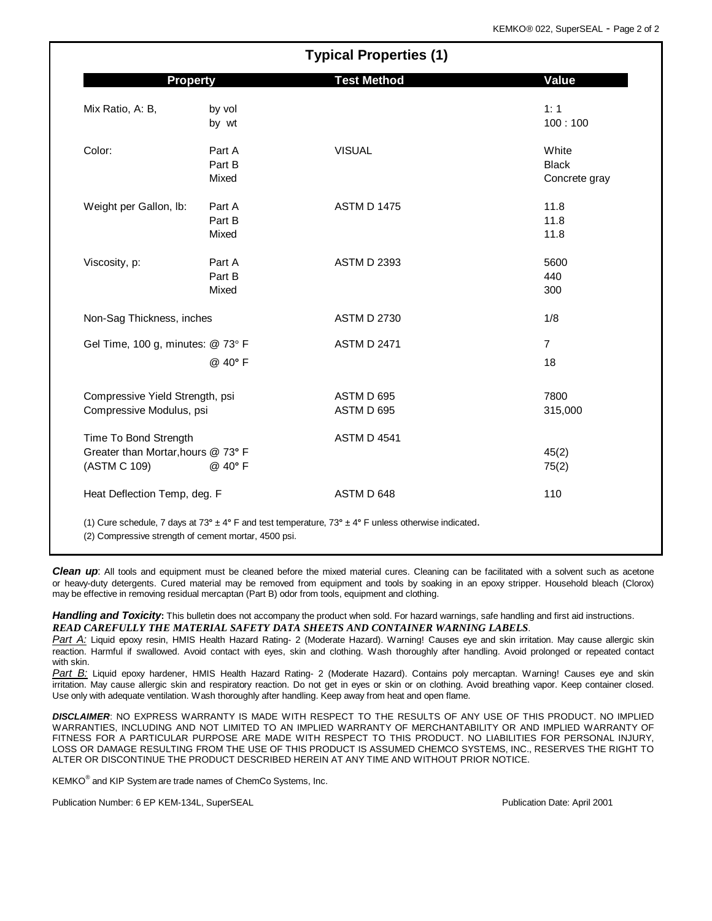## Typical Properties (1)

| Property | | Test Method | Value |
|---|---|---|---|
| Mix Ratio, A: B, | by vol | | 1: 1 |
| | by wt | | 100 : 100 |
| Color: | Part A | VISUAL | White |
| | Part B | | Black |
| | Mixed | | Concrete gray |
| Weight per Gallon, lb: | Part A | ASTM D 1475 | 11.8 |
| | Part B | | 11.8 |
| | Mixed | | 11.8 |
| Viscosity, p: | Part A | ASTM D 2393 | 5600 |
| | Part B | | 440 |
| | Mixed | | 300 |
| Non-Sag Thickness, inches | | ASTM D 2730 | 1/8 |
| Gel Time, 100 g, minutes: @ 73° F | | ASTM D 2471 | 7 |
| | @ 40° F | | 18 |
| Compressive Yield Strength, psi | | ASTM D 695 | 7800 |
| Compressive Modulus, psi | | ASTM D 695 | 315,000 |
| Time To Bond Strength | | ASTM D 4541 | |
| Greater than Mortar,hours @ 73° F | | | 45(2) |
| (ASTM C 109) | @ 40° F | | 75(2) |
| Heat Deflection Temp, deg. F | | ASTM D 648 | 110 |

(1) Cure schedule, 7 days at 73° ± 4° F and test temperature, 73° ± 4° F unless otherwise indicated.
(2) Compressive strength of cement mortar, 4500 psi.

***Clean up***: All tools and equipment must be cleaned before the mixed material cures. Cleaning can be facilitated with a solvent such as acetone or heavy-duty detergents. Cured material may be removed from equipment and tools by soaking in an epoxy stripper. Household bleach (Clorox) may be effective in removing residual mercaptan (Part B) odor from tools, equipment and clothing.

***Handling and Toxicity*:** This bulletin does not accompany the product when sold. For hazard warnings, safe handling and first aid instructions. ***READ CAREFULLY THE MATERIAL SAFETY DATA SHEETS AND CONTAINER WARNING LABELS***.

*Part A:* Liquid epoxy resin, HMIS Health Hazard Rating- 2 (Moderate Hazard). Warning! Causes eye and skin irritation. May cause allergic skin reaction. Harmful if swallowed. Avoid contact with eyes, skin and clothing. Wash thoroughly after handling. Avoid prolonged or repeated contact with skin.

*Part B:* Liquid epoxy hardener, HMIS Health Hazard Rating- 2 (Moderate Hazard). Contains poly mercaptan. Warning! Causes eye and skin irritation. May cause allergic skin and respiratory reaction. Do not get in eyes or skin or on clothing. Avoid breathing vapor. Keep container closed. Use only with adequate ventilation. Wash thoroughly after handling. Keep away from heat and open flame.

***DISCLAIMER***: NO EXPRESS WARRANTY IS MADE WITH RESPECT TO THE RESULTS OF ANY USE OF THIS PRODUCT. NO IMPLIED WARRANTIES, INCLUDING AND NOT LIMITED TO AN IMPLIED WARRANTY OF MERCHANTABILITY OR AND IMPLIED WARRANTY OF FITNESS FOR A PARTICULAR PURPOSE ARE MADE WITH RESPECT TO THIS PRODUCT. NO LIABILITIES FOR PERSONAL INJURY, LOSS OR DAMAGE RESULTING FROM THE USE OF THIS PRODUCT IS ASSUMED CHEMCO SYSTEMS, INC., RESERVES THE RIGHT TO ALTER OR DISCONTINUE THE PRODUCT DESCRIBED HEREIN AT ANY TIME AND WITHOUT PRIOR NOTICE.

KEMKO® and KIP System are trade names of ChemCo Systems, Inc.

Publication Number: 6 EP KEM-134L, SuperSEAL

Publication Date: April 2001